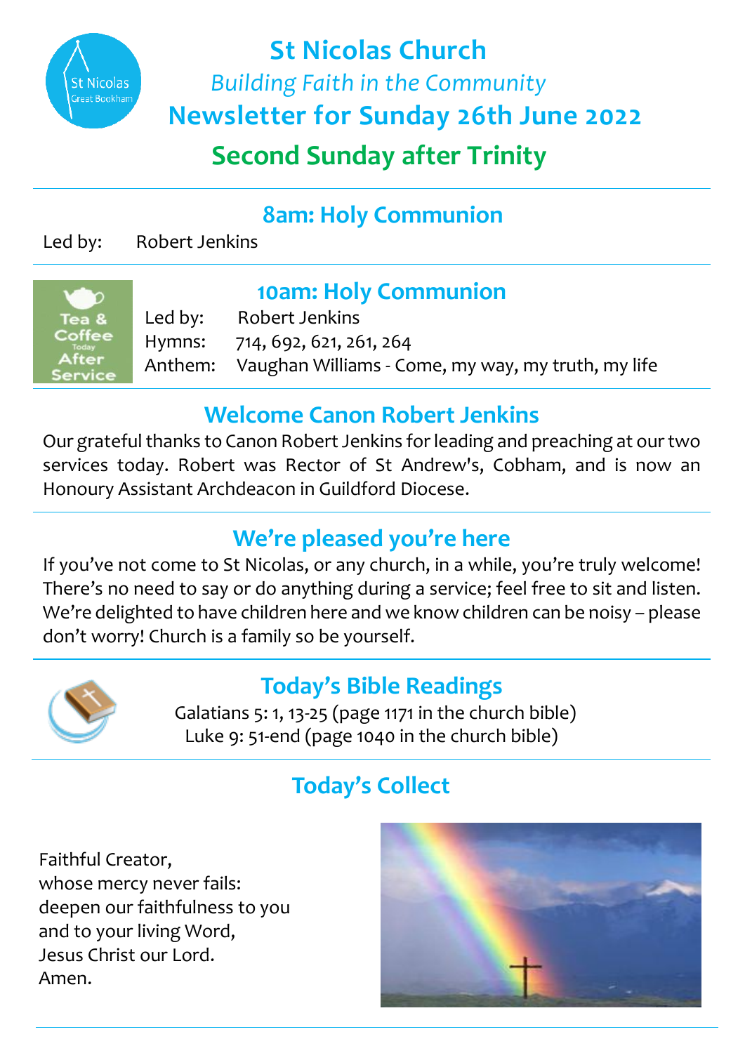# St Nicolas Church

*Building Faith in the Community*

## Newsletter for Sunday 26th June 2022

## Second Sunday after Trinity

### 8am: Holy Communion

Led by: Robert Jenkins

### 10am: Holy Communion

Tea & Coffee Today After Service

Led by: Robert Jenkins
Hymns: 714, 692, 621, 261, 264
Anthem: Vaughan Williams - Come, my way, my truth, my life

### Welcome Canon Robert Jenkins

Our grateful thanks to Canon Robert Jenkins for leading and preaching at our two services today. Robert was Rector of St Andrew's, Cobham, and is now an Honoury Assistant Archdeacon in Guildford Diocese.

### We're pleased you're here

If you've not come to St Nicolas, or any church, in a while, you're truly welcome! There's no need to say or do anything during a service; feel free to sit and listen. We're delighted to have children here and we know children can be noisy – please don't worry! Church is a family so be yourself.

### Today's Bible Readings

Galatians 5: 1, 13-25 (page 1171 in the church bible)
Luke 9: 51-end (page 1040 in the church bible)

### Today's Collect

Faithful Creator,
whose mercy never fails:
deepen our faithfulness to you
and to your living Word,
Jesus Christ our Lord.
Amen.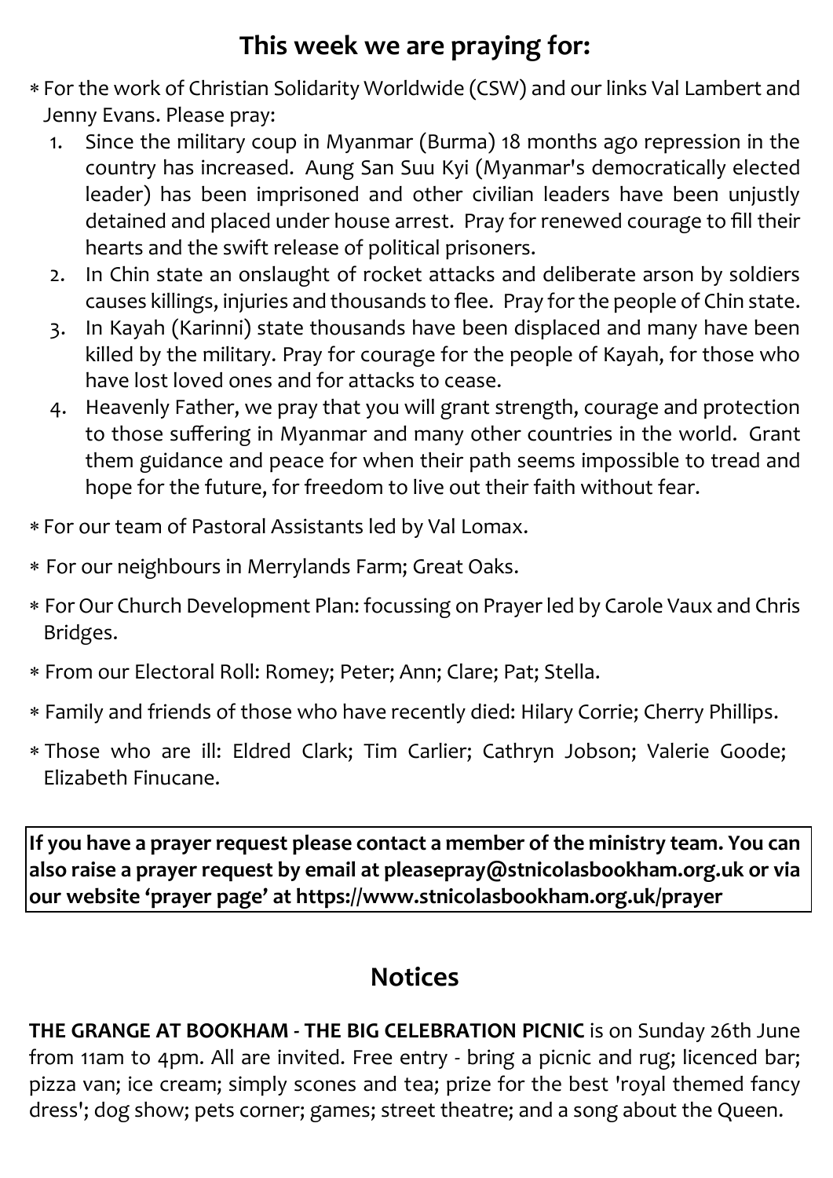## This week we are praying for:

- For the work of Christian Solidarity Worldwide (CSW) and our links Val Lambert and Jenny Evans. Please pray:
    1. Since the military coup in Myanmar (Burma) 18 months ago repression in the country has increased. Aung San Suu Kyi (Myanmar's democratically elected leader) has been imprisoned and other civilian leaders have been unjustly detained and placed under house arrest. Pray for renewed courage to fill their hearts and the swift release of political prisoners.
    2. In Chin state an onslaught of rocket attacks and deliberate arson by soldiers causes killings, injuries and thousands to flee. Pray for the people of Chin state.
    3. In Kayah (Karinni) state thousands have been displaced and many have been killed by the military. Pray for courage for the people of Kayah, for those who have lost loved ones and for attacks to cease.
    4. Heavenly Father, we pray that you will grant strength, courage and protection to those suffering in Myanmar and many other countries in the world. Grant them guidance and peace for when their path seems impossible to tread and hope for the future, for freedom to live out their faith without fear.
- For our team of Pastoral Assistants led by Val Lomax.
- For our neighbours in Merrylands Farm; Great Oaks.
- For Our Church Development Plan: focussing on Prayer led by Carole Vaux and Chris Bridges.
- From our Electoral Roll: Romey; Peter; Ann; Clare; Pat; Stella.
- Family and friends of those who have recently died: Hilary Corrie; Cherry Phillips.
- Those who are ill: Eldred Clark; Tim Carlier; Cathryn Jobson; Valerie Goode; Elizabeth Finucane.

**If you have a prayer request please contact a member of the ministry team. You can also raise a prayer request by email at pleasepray@stnicolasbookham.org.uk or via our website 'prayer page' at https://www.stnicolasbookham.org.uk/prayer**

## Notices

**THE GRANGE AT BOOKHAM - THE BIG CELEBRATION PICNIC** is on Sunday 26th June from 11am to 4pm. All are invited. Free entry - bring a picnic and rug; licenced bar; pizza van; ice cream; simply scones and tea; prize for the best 'royal themed fancy dress'; dog show; pets corner; games; street theatre; and a song about the Queen.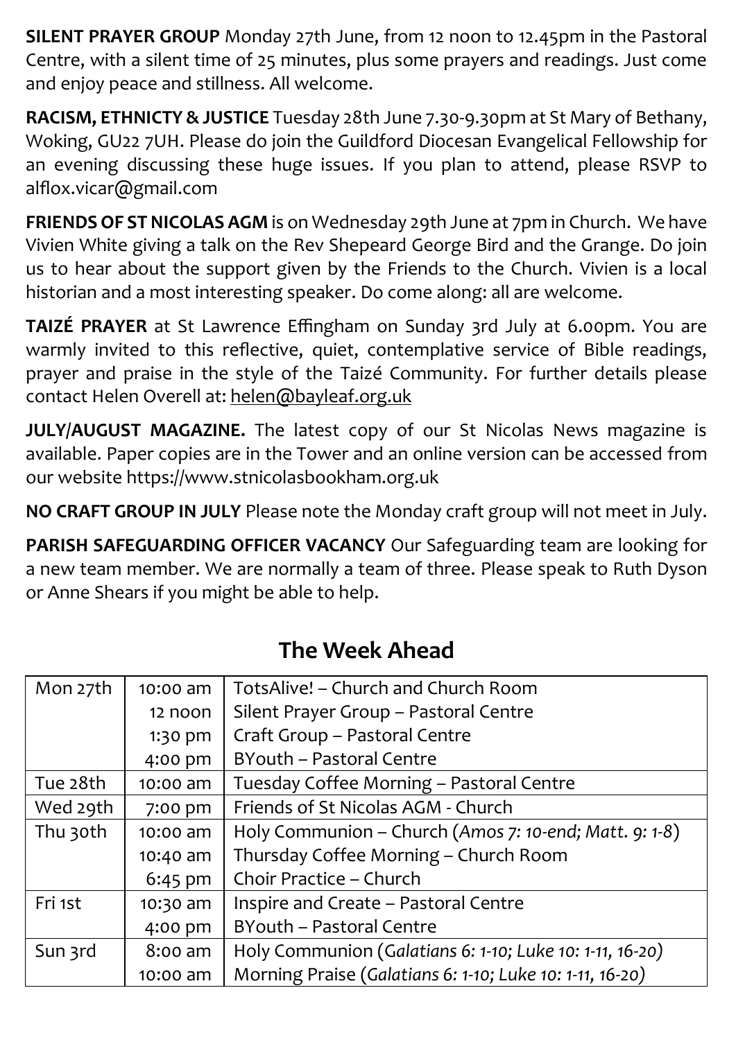**SILENT PRAYER GROUP** Monday 27th June, from 12 noon to 12.45pm in the Pastoral Centre, with a silent time of 25 minutes, plus some prayers and readings. Just come and enjoy peace and stillness. All welcome.

**RACISM, ETHNICTY & JUSTICE** Tuesday 28th June 7.30-9.30pm at St Mary of Bethany, Woking, GU22 7UH. Please do join the Guildford Diocesan Evangelical Fellowship for an evening discussing these huge issues. If you plan to attend, please RSVP to alflox.vicar@gmail.com

**FRIENDS OF ST NICOLAS AGM** is on Wednesday 29th June at 7pm in Church. We have Vivien White giving a talk on the Rev Shepeard George Bird and the Grange. Do join us to hear about the support given by the Friends to the Church. Vivien is a local historian and a most interesting speaker. Do come along: all are welcome.

**TAIZÉ PRAYER** at St Lawrence Effingham on Sunday 3rd July at 6.00pm. You are warmly invited to this reflective, quiet, contemplative service of Bible readings, prayer and praise in the style of the Taizé Community. For further details please contact Helen Overell at: helen@bayleaf.org.uk

**JULY/AUGUST MAGAZINE.** The latest copy of our St Nicolas News magazine is available. Paper copies are in the Tower and an online version can be accessed from our website https://www.stnicolasbookham.org.uk

**NO CRAFT GROUP IN JULY** Please note the Monday craft group will not meet in July.

**PARISH SAFEGUARDING OFFICER VACANCY** Our Safeguarding team are looking for a new team member. We are normally a team of three. Please speak to Ruth Dyson or Anne Shears if you might be able to help.

## The Week Ahead

| | | |
|---|---|---|
| Mon 27th | 10:00 am | TotsAlive! – Church and Church Room |
| | 12 noon | Silent Prayer Group – Pastoral Centre |
| | 1:30 pm | Craft Group – Pastoral Centre |
| | 4:00 pm | BYouth – Pastoral Centre |
| Tue 28th | 10:00 am | Tuesday Coffee Morning – Pastoral Centre |
| Wed 29th | 7:00 pm | Friends of St Nicolas AGM - Church |
| Thu 30th | 10:00 am | Holy Communion – Church (*Amos 7: 10-end; Matt. 9: 1-8*) |
| | 10:40 am | Thursday Coffee Morning – Church Room |
| | 6:45 pm | Choir Practice – Church |
| Fri 1st | 10:30 am | Inspire and Create – Pastoral Centre |
| | 4:00 pm | BYouth – Pastoral Centre |
| Sun 3rd | 8:00 am | Holy Communion (*Galatians 6: 1-10; Luke 10: 1-11, 16-20*) |
| | 10:00 am | Morning Praise (*Galatians 6: 1-10; Luke 10: 1-11, 16-20*) |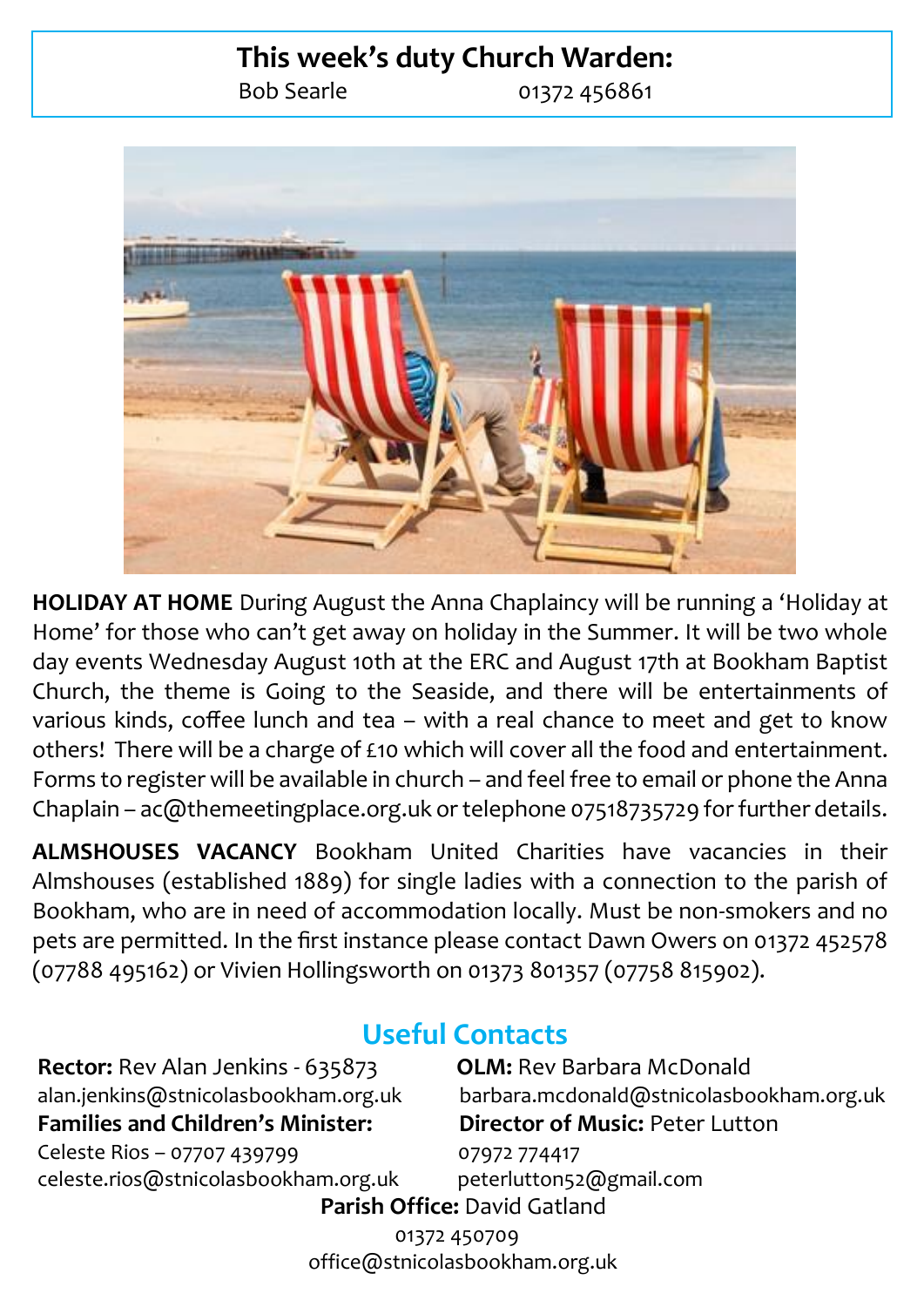**This week's duty Church Warden:**
Bob Searle 01372 456861

**HOLIDAY AT HOME** During August the Anna Chaplaincy will be running a 'Holiday at Home' for those who can't get away on holiday in the Summer. It will be two whole day events Wednesday August 10th at the ERC and August 17th at Bookham Baptist Church, the theme is Going to the Seaside, and there will be entertainments of various kinds, coffee lunch and tea – with a real chance to meet and get to know others! There will be a charge of £10 which will cover all the food and entertainment. Forms to register will be available in church – and feel free to email or phone the Anna Chaplain – ac@themeetingplace.org.uk or telephone 07518735729 for further details.

**ALMSHOUSES VACANCY** Bookham United Charities have vacancies in their Almshouses (established 1889) for single ladies with a connection to the parish of Bookham, who are in need of accommodation locally. Must be non-smokers and no pets are permitted. In the first instance please contact Dawn Owers on 01372 452578 (07788 495162) or Vivien Hollingsworth on 01373 801357 (07758 815902).

## Useful Contacts

**Rector:** Rev Alan Jenkins - 635873
alan.jenkins@stnicolasbookham.org.uk

**Families and Children's Minister:**
Celeste Rios – 07707 439799
celeste.rios@stnicolasbookham.org.uk

**OLM:** Rev Barbara McDonald
barbara.mcdonald@stnicolasbookham.org.uk

**Director of Music:** Peter Lutton
07972 774417
peterlutton52@gmail.com

**Parish Office:** David Gatland
01372 450709
office@stnicolasbookham.org.uk